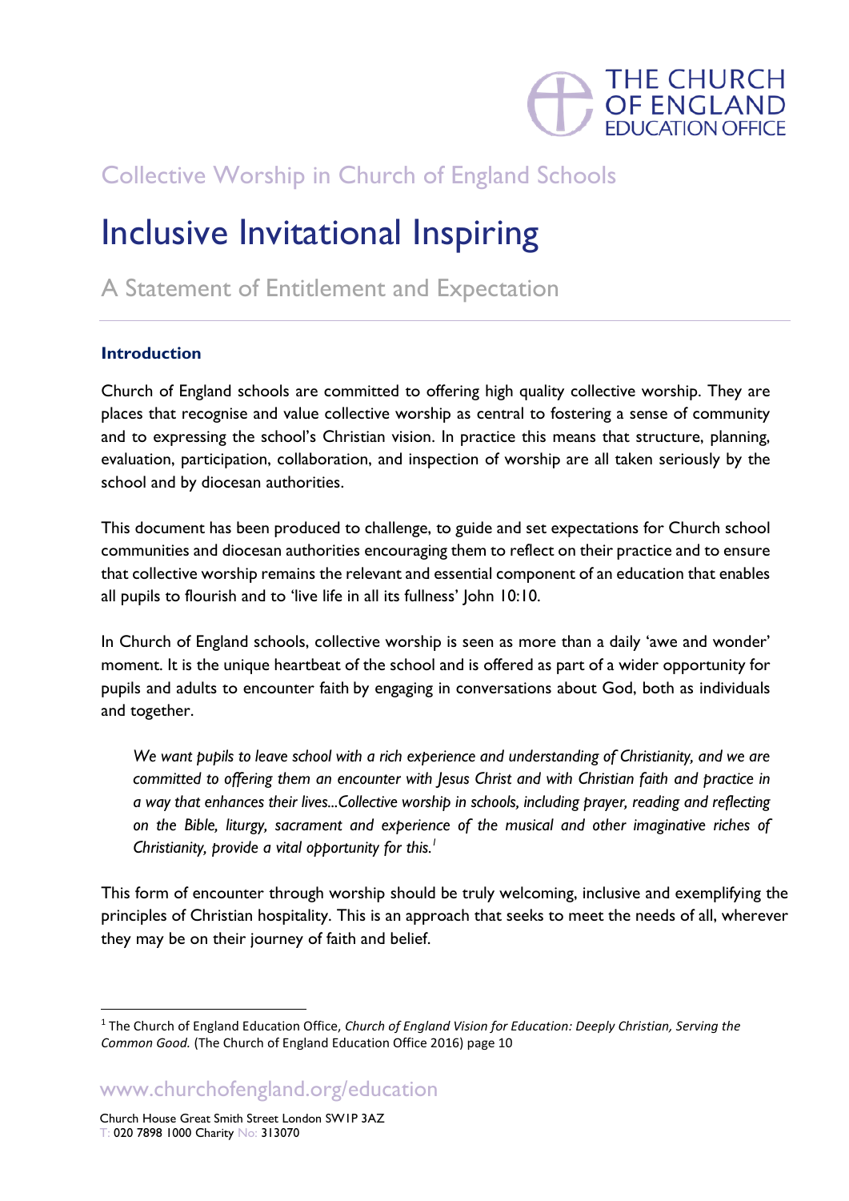THE CHURCH OF ENGLAND EDUCATION OFFICE

## Collective Worship in Church of England Schools

# Inclusive Invitational Inspiring

## A Statement of Entitlement and Expectation

### Introduction

Church of England schools are committed to offering high quality collective worship. They are places that recognise and value collective worship as central to fostering a sense of community and to expressing the school's Christian vision. In practice this means that structure, planning, evaluation, participation, collaboration, and inspection of worship are all taken seriously by the school and by diocesan authorities.

This document has been produced to challenge, to guide and set expectations for Church school communities and diocesan authorities encouraging them to reflect on their practice and to ensure that collective worship remains the relevant and essential component of an education that enables all pupils to flourish and to 'live life in all its fullness' John 10:10.

In Church of England schools, collective worship is seen as more than a daily 'awe and wonder' moment. It is the unique heartbeat of the school and is offered as part of a wider opportunity for pupils and adults to encounter faith by engaging in conversations about God, both as individuals and together.

> *We want pupils to leave school with a rich experience and understanding of Christianity, and we are committed to offering them an encounter with Jesus Christ and with Christian faith and practice in a way that enhances their lives...Collective worship in schools, including prayer, reading and reflecting on the Bible, liturgy, sacrament and experience of the musical and other imaginative riches of Christianity, provide a vital opportunity for this.*[1]

This form of encounter through worship should be truly welcoming, inclusive and exemplifying the principles of Christian hospitality. This is an approach that seeks to meet the needs of all, wherever they may be on their journey of faith and belief.

---

[1] The Church of England Education Office, *Church of England Vision for Education: Deeply Christian, Serving the Common Good.* (The Church of England Education Office 2016) page 10

www.churchofengland.org/education

Church House Great Smith Street London SW1P 3AZ
T: 020 7898 1000 Charity No: 313070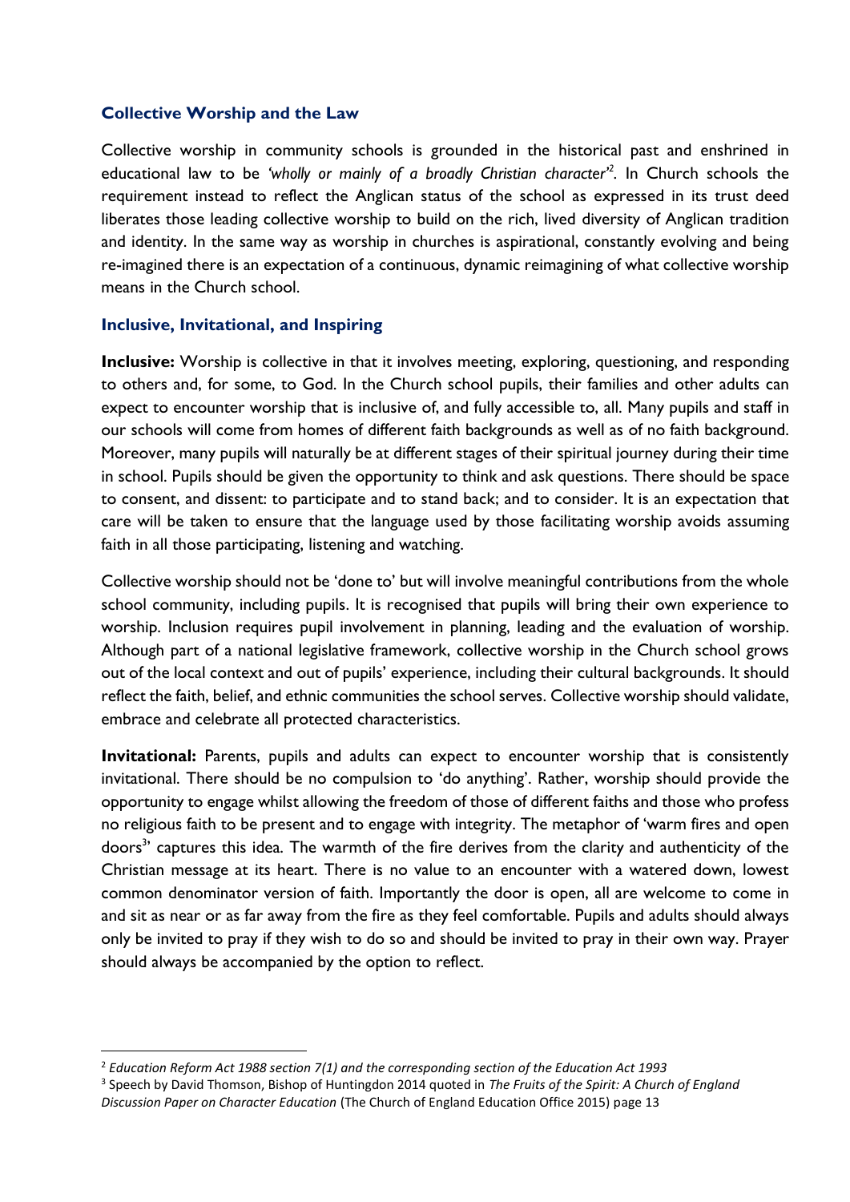## Collective Worship and the Law

Collective worship in community schools is grounded in the historical past and enshrined in educational law to be *'wholly or mainly of a broadly Christian character'*[2]. In Church schools the requirement instead to reflect the Anglican status of the school as expressed in its trust deed liberates those leading collective worship to build on the rich, lived diversity of Anglican tradition and identity. In the same way as worship in churches is aspirational, constantly evolving and being re-imagined there is an expectation of a continuous, dynamic reimagining of what collective worship means in the Church school.

## Inclusive, Invitational, and Inspiring

**Inclusive:** Worship is collective in that it involves meeting, exploring, questioning, and responding to others and, for some, to God. In the Church school pupils, their families and other adults can expect to encounter worship that is inclusive of, and fully accessible to, all. Many pupils and staff in our schools will come from homes of different faith backgrounds as well as of no faith background. Moreover, many pupils will naturally be at different stages of their spiritual journey during their time in school. Pupils should be given the opportunity to think and ask questions. There should be space to consent, and dissent: to participate and to stand back; and to consider. It is an expectation that care will be taken to ensure that the language used by those facilitating worship avoids assuming faith in all those participating, listening and watching.

Collective worship should not be 'done to' but will involve meaningful contributions from the whole school community, including pupils. It is recognised that pupils will bring their own experience to worship. Inclusion requires pupil involvement in planning, leading and the evaluation of worship. Although part of a national legislative framework, collective worship in the Church school grows out of the local context and out of pupils' experience, including their cultural backgrounds. It should reflect the faith, belief, and ethnic communities the school serves. Collective worship should validate, embrace and celebrate all protected characteristics.

**Invitational:** Parents, pupils and adults can expect to encounter worship that is consistently invitational. There should be no compulsion to 'do anything'. Rather, worship should provide the opportunity to engage whilst allowing the freedom of those of different faiths and those who profess no religious faith to be present and to engage with integrity. The metaphor of 'warm fires and open doors[3]' captures this idea. The warmth of the fire derives from the clarity and authenticity of the Christian message at its heart. There is no value to an encounter with a watered down, lowest common denominator version of faith. Importantly the door is open, all are welcome to come in and sit as near or as far away from the fire as they feel comfortable. Pupils and adults should always only be invited to pray if they wish to do so and should be invited to pray in their own way. Prayer should always be accompanied by the option to reflect.

---

[2] *Education Reform Act 1988 section 7(1) and the corresponding section of the Education Act 1993*

[3] Speech by David Thomson, Bishop of Huntingdon 2014 quoted in *The Fruits of the Spirit: A Church of England Discussion Paper on Character Education* (The Church of England Education Office 2015) page 13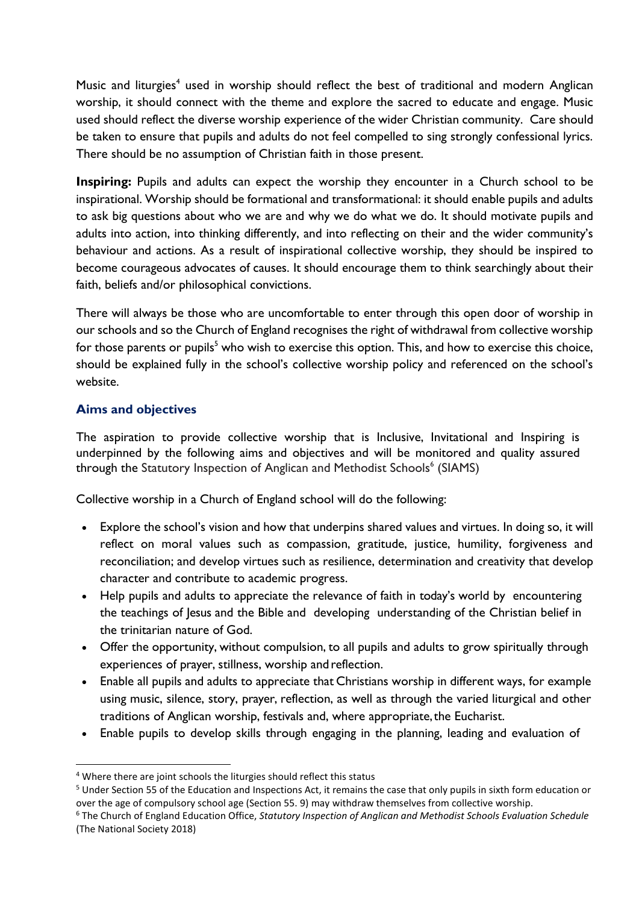Music and liturgies[4] used in worship should reflect the best of traditional and modern Anglican worship, it should connect with the theme and explore the sacred to educate and engage. Music used should reflect the diverse worship experience of the wider Christian community. Care should be taken to ensure that pupils and adults do not feel compelled to sing strongly confessional lyrics. There should be no assumption of Christian faith in those present.

**Inspiring:** Pupils and adults can expect the worship they encounter in a Church school to be inspirational. Worship should be formational and transformational: it should enable pupils and adults to ask big questions about who we are and why we do what we do. It should motivate pupils and adults into action, into thinking differently, and into reflecting on their and the wider community's behaviour and actions. As a result of inspirational collective worship, they should be inspired to become courageous advocates of causes. It should encourage them to think searchingly about their faith, beliefs and/or philosophical convictions.

There will always be those who are uncomfortable to enter through this open door of worship in our schools and so the Church of England recognises the right of withdrawal from collective worship for those parents or pupils[5] who wish to exercise this option. This, and how to exercise this choice, should be explained fully in the school's collective worship policy and referenced on the school's website.

### Aims and objectives

The aspiration to provide collective worship that is Inclusive, Invitational and Inspiring is underpinned by the following aims and objectives and will be monitored and quality assured through the Statutory Inspection of Anglican and Methodist Schools[6] (SIAMS)

Collective worship in a Church of England school will do the following:

- Explore the school's vision and how that underpins shared values and virtues. In doing so, it will reflect on moral values such as compassion, gratitude, justice, humility, forgiveness and reconciliation; and develop virtues such as resilience, determination and creativity that develop character and contribute to academic progress.
- Help pupils and adults to appreciate the relevance of faith in today's world by encountering the teachings of Jesus and the Bible and developing understanding of the Christian belief in the trinitarian nature of God.
- Offer the opportunity, without compulsion, to all pupils and adults to grow spiritually through experiences of prayer, stillness, worship and reflection.
- Enable all pupils and adults to appreciate that Christians worship in different ways, for example using music, silence, story, prayer, reflection, as well as through the varied liturgical and other traditions of Anglican worship, festivals and, where appropriate, the Eucharist.
- Enable pupils to develop skills through engaging in the planning, leading and evaluation of

---

[4] Where there are joint schools the liturgies should reflect this status

[5] Under Section 55 of the Education and Inspections Act, it remains the case that only pupils in sixth form education or over the age of compulsory school age (Section 55. 9) may withdraw themselves from collective worship.

[6] The Church of England Education Office, *Statutory Inspection of Anglican and Methodist Schools Evaluation Schedule* (The National Society 2018)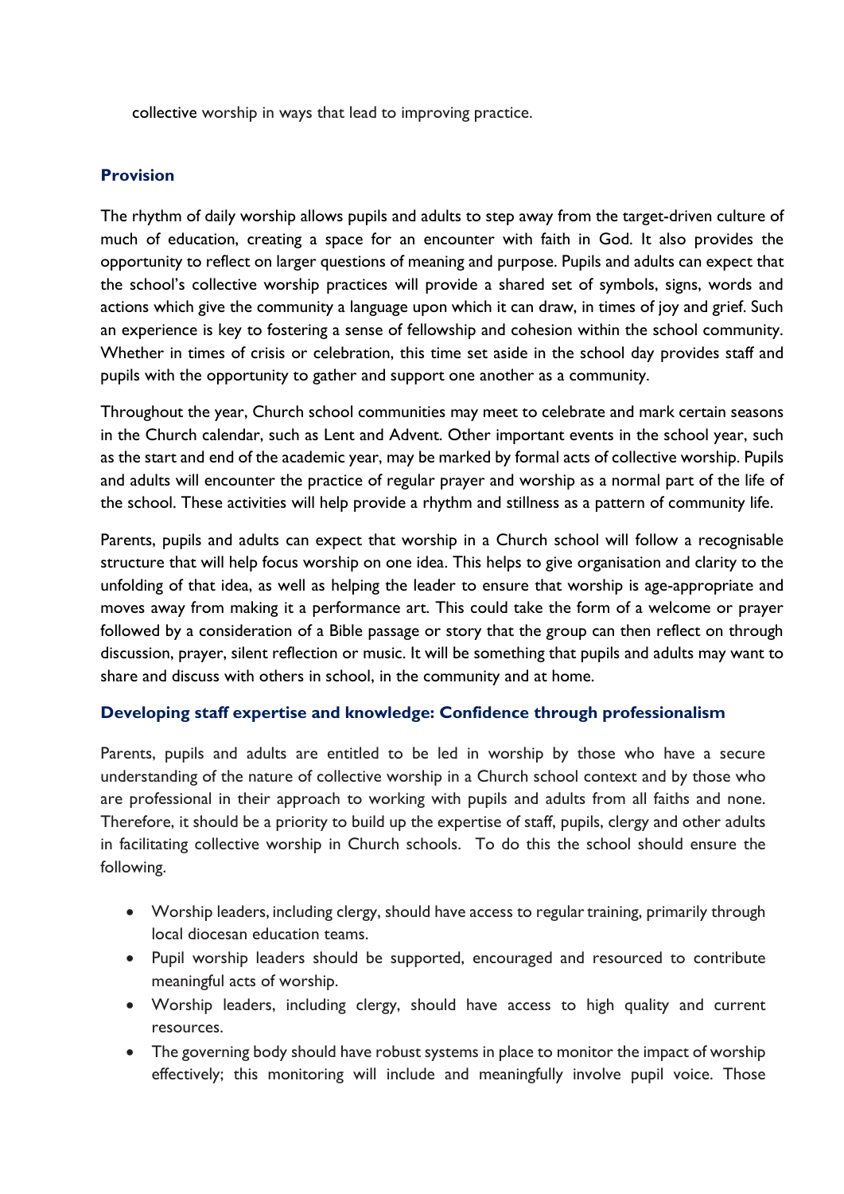collective worship in ways that lead to improving practice.

## Provision

The rhythm of daily worship allows pupils and adults to step away from the target-driven culture of much of education, creating a space for an encounter with faith in God. It also provides the opportunity to reflect on larger questions of meaning and purpose. Pupils and adults can expect that the school's collective worship practices will provide a shared set of symbols, signs, words and actions which give the community a language upon which it can draw, in times of joy and grief. Such an experience is key to fostering a sense of fellowship and cohesion within the school community. Whether in times of crisis or celebration, this time set aside in the school day provides staff and pupils with the opportunity to gather and support one another as a community.

Throughout the year, Church school communities may meet to celebrate and mark certain seasons in the Church calendar, such as Lent and Advent. Other important events in the school year, such as the start and end of the academic year, may be marked by formal acts of collective worship. Pupils and adults will encounter the practice of regular prayer and worship as a normal part of the life of the school. These activities will help provide a rhythm and stillness as a pattern of community life.

Parents, pupils and adults can expect that worship in a Church school will follow a recognisable structure that will help focus worship on one idea. This helps to give organisation and clarity to the unfolding of that idea, as well as helping the leader to ensure that worship is age-appropriate and moves away from making it a performance art. This could take the form of a welcome or prayer followed by a consideration of a Bible passage or story that the group can then reflect on through discussion, prayer, silent reflection or music. It will be something that pupils and adults may want to share and discuss with others in school, in the community and at home.

## Developing staff expertise and knowledge: Confidence through professionalism

Parents, pupils and adults are entitled to be led in worship by those who have a secure understanding of the nature of collective worship in a Church school context and by those who are professional in their approach to working with pupils and adults from all faiths and none. Therefore, it should be a priority to build up the expertise of staff, pupils, clergy and other adults in facilitating collective worship in Church schools. To do this the school should ensure the following.

- Worship leaders, including clergy, should have access to regular training, primarily through local diocesan education teams.
- Pupil worship leaders should be supported, encouraged and resourced to contribute meaningful acts of worship.
- Worship leaders, including clergy, should have access to high quality and current resources.
- The governing body should have robust systems in place to monitor the impact of worship effectively; this monitoring will include and meaningfully involve pupil voice. Those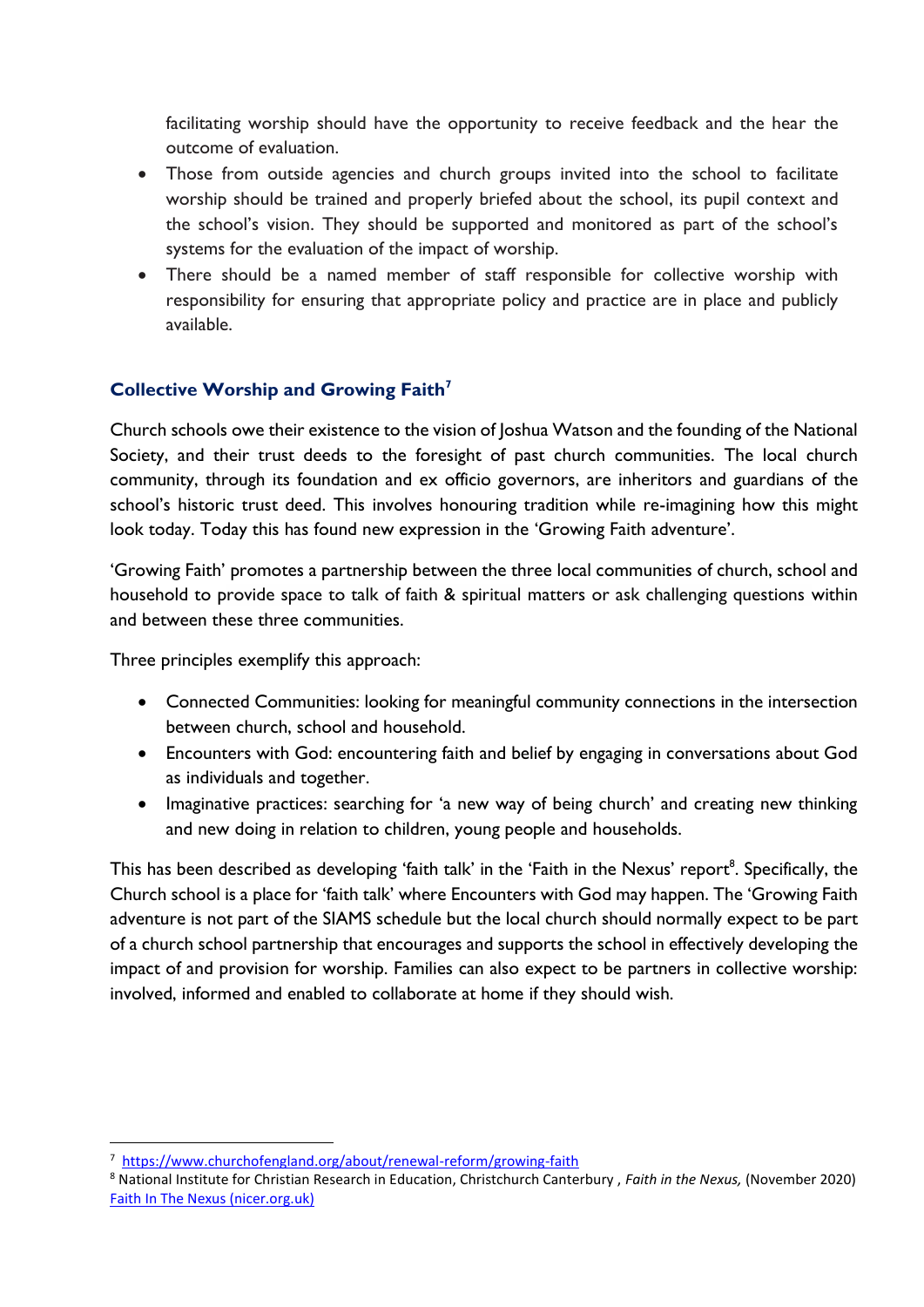facilitating worship should have the opportunity to receive feedback and the hear the outcome of evaluation.

- Those from outside agencies and church groups invited into the school to facilitate worship should be trained and properly briefed about the school, its pupil context and the school's vision. They should be supported and monitored as part of the school's systems for the evaluation of the impact of worship.
- There should be a named member of staff responsible for collective worship with responsibility for ensuring that appropriate policy and practice are in place and publicly available.

## Collective Worship and Growing Faith[7]

Church schools owe their existence to the vision of Joshua Watson and the founding of the National Society, and their trust deeds to the foresight of past church communities. The local church community, through its foundation and ex officio governors, are inheritors and guardians of the school's historic trust deed. This involves honouring tradition while re-imagining how this might look today. Today this has found new expression in the 'Growing Faith adventure'.

'Growing Faith' promotes a partnership between the three local communities of church, school and household to provide space to talk of faith & spiritual matters or ask challenging questions within and between these three communities.

Three principles exemplify this approach:

- Connected Communities: looking for meaningful community connections in the intersection between church, school and household.
- Encounters with God: encountering faith and belief by engaging in conversations about God as individuals and together.
- Imaginative practices: searching for 'a new way of being church' and creating new thinking and new doing in relation to children, young people and households.

This has been described as developing 'faith talk' in the 'Faith in the Nexus' report[8]. Specifically, the Church school is a place for 'faith talk' where Encounters with God may happen. The 'Growing Faith adventure is not part of the SIAMS schedule but the local church should normally expect to be part of a church school partnership that encourages and supports the school in effectively developing the impact of and provision for worship. Families can also expect to be partners in collective worship: involved, informed and enabled to collaborate at home if they should wish.

---

[7] https://www.churchofengland.org/about/renewal-reform/growing-faith

[8] National Institute for Christian Research in Education, Christchurch Canterbury , *Faith in the Nexus,* (November 2020) [Faith In The Nexus (nicer.org.uk)]